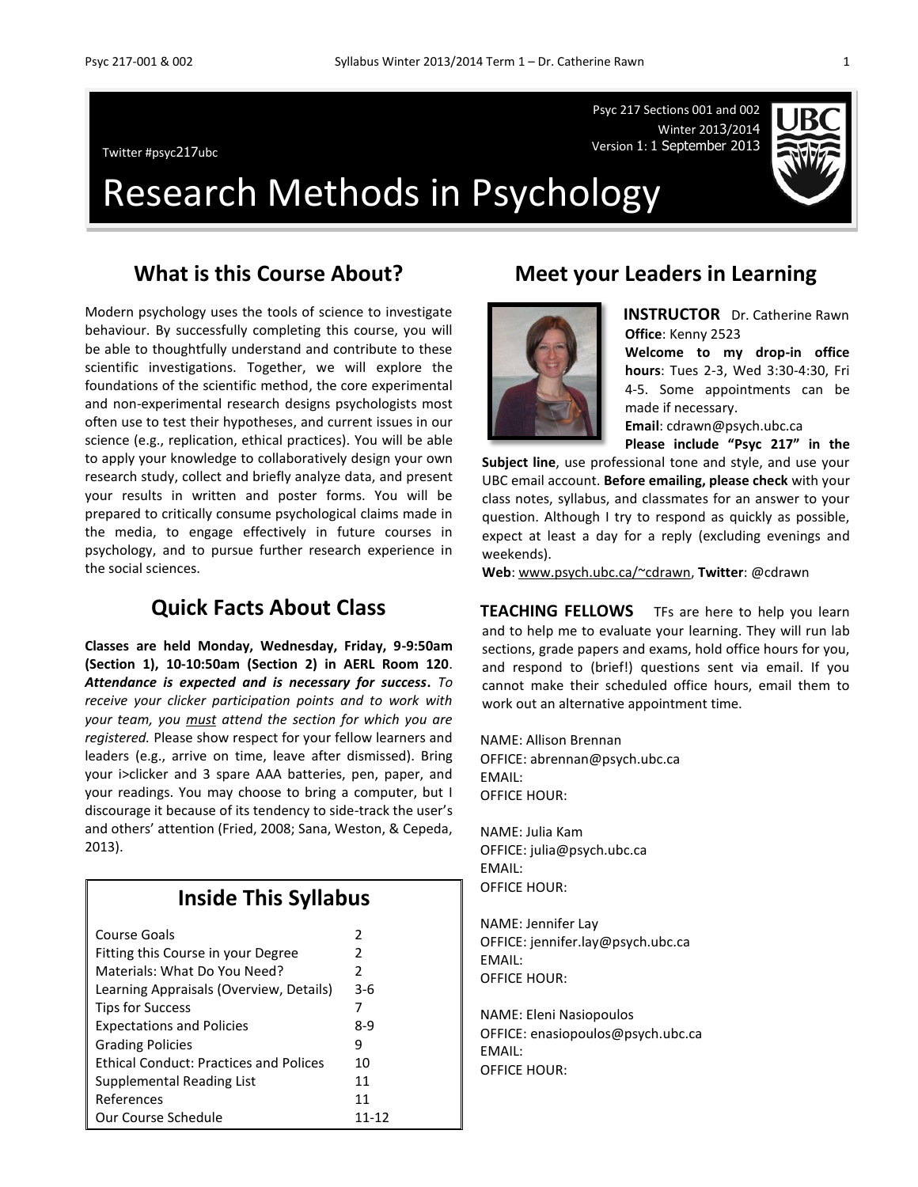Psyc 217 Sections 001 and 002
Winter 2013/2014
Version 1: 1 September 2013

Twitter #psyc217ubc

# Research Methods in Psychology

## What is this Course About?

Modern psychology uses the tools of science to investigate behaviour. By successfully completing this course, you will be able to thoughtfully understand and contribute to these scientific investigations. Together, we will explore the foundations of the scientific method, the core experimental and non-experimental research designs psychologists most often use to test their hypotheses, and current issues in our science (e.g., replication, ethical practices). You will be able to apply your knowledge to collaboratively design your own research study, collect and briefly analyze data, and present your results in written and poster forms. You will be prepared to critically consume psychological claims made in the media, to engage effectively in future courses in psychology, and to pursue further research experience in the social sciences.

## Quick Facts About Class

**Classes are held Monday, Wednesday, Friday, 9-9:50am (Section 1), 10-10:50am (Section 2) in AERL Room 120**. ***Attendance is expected and is necessary for success***. *To receive your clicker participation points and to work with your team, you must attend the section for which you are registered.* Please show respect for your fellow learners and leaders (e.g., arrive on time, leave after dismissed). Bring your i>clicker and 3 spare AAA batteries, pen, paper, and your readings. You may choose to bring a computer, but I discourage it because of its tendency to side-track the user's and others' attention (Fried, 2008; Sana, Weston, & Cepeda, 2013).

## Inside This Syllabus

| Section | Page |
| --- | --- |
| Course Goals | 2 |
| Fitting this Course in your Degree | 2 |
| Materials: What Do You Need? | 2 |
| Learning Appraisals (Overview, Details) | 3-6 |
| Tips for Success | 7 |
| Expectations and Policies | 8-9 |
| Grading Policies | 9 |
| Ethical Conduct: Practices and Polices | 10 |
| Supplemental Reading List | 11 |
| References | 11 |
| Our Course Schedule | 11-12 |

## Meet your Leaders in Learning

**INSTRUCTOR** Dr. Catherine Rawn
**Office**: Kenny 2523
**Welcome to my drop-in office hours**: Tues 2-3, Wed 3:30-4:30, Fri 4-5. Some appointments can be made if necessary.
**Email**: cdrawn@psych.ubc.ca
**Please include "Psyc 217" in the Subject line**, use professional tone and style, and use your UBC email account. **Before emailing, please check** with your class notes, syllabus, and classmates for an answer to your question. Although I try to respond as quickly as possible, expect at least a day for a reply (excluding evenings and weekends).
**Web**: www.psych.ubc.ca/~cdrawn, **Twitter**: @cdrawn

**TEACHING FELLOWS** TFs are here to help you learn and to help me to evaluate your learning. They will run lab sections, grade papers and exams, hold office hours for you, and respond to (brief!) questions sent via email. If you cannot make their scheduled office hours, email them to work out an alternative appointment time.

NAME: Allison Brennan
OFFICE: abrennan@psych.ubc.ca
EMAIL:
OFFICE HOUR:

NAME: Julia Kam
OFFICE: julia@psych.ubc.ca
EMAIL:
OFFICE HOUR:

NAME: Jennifer Lay
OFFICE: jennifer.lay@psych.ubc.ca
EMAIL:
OFFICE HOUR:

NAME: Eleni Nasiopoulos
OFFICE: enasiopoulos@psych.ubc.ca
EMAIL:
OFFICE HOUR: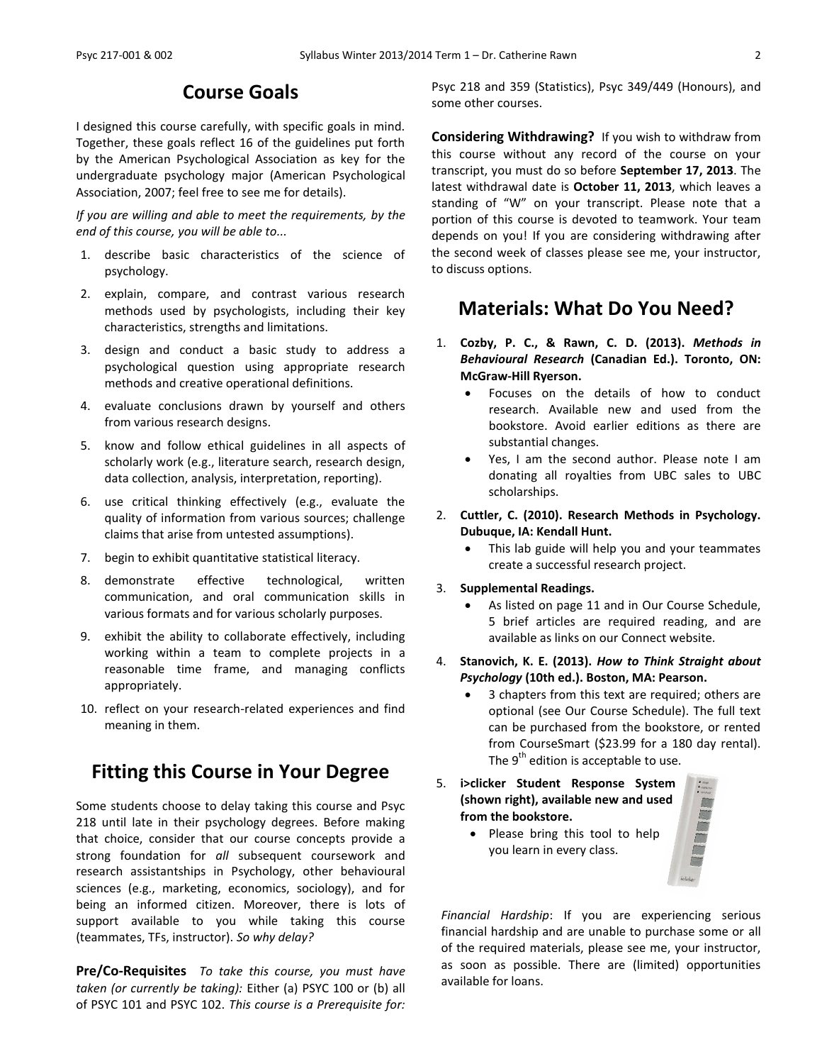## Course Goals

I designed this course carefully, with specific goals in mind. Together, these goals reflect 16 of the guidelines put forth by the American Psychological Association as key for the undergraduate psychology major (American Psychological Association, 2007; feel free to see me for details).

*If you are willing and able to meet the requirements, by the end of this course, you will be able to...*

1. describe basic characteristics of the science of psychology.
2. explain, compare, and contrast various research methods used by psychologists, including their key characteristics, strengths and limitations.
3. design and conduct a basic study to address a psychological question using appropriate research methods and creative operational definitions.
4. evaluate conclusions drawn by yourself and others from various research designs.
5. know and follow ethical guidelines in all aspects of scholarly work (e.g., literature search, research design, data collection, analysis, interpretation, reporting).
6. use critical thinking effectively (e.g., evaluate the quality of information from various sources; challenge claims that arise from untested assumptions).
7. begin to exhibit quantitative statistical literacy.
8. demonstrate effective technological, written communication, and oral communication skills in various formats and for various scholarly purposes.
9. exhibit the ability to collaborate effectively, including working within a team to complete projects in a reasonable time frame, and managing conflicts appropriately.
10. reflect on your research-related experiences and find meaning in them.

## Fitting this Course in Your Degree

Some students choose to delay taking this course and Psyc 218 until late in their psychology degrees. Before making that choice, consider that our course concepts provide a strong foundation for *all* subsequent coursework and research assistantships in Psychology, other behavioural sciences (e.g., marketing, economics, sociology), and for being an informed citizen. Moreover, there is lots of support available to you while taking this course (teammates, TFs, instructor). *So why delay?*

**Pre/Co-Requisites** *To take this course, you must have taken (or currently be taking):* Either (a) PSYC 100 or (b) all of PSYC 101 and PSYC 102. *This course is a Prerequisite for:* Psyc 218 and 359 (Statistics), Psyc 349/449 (Honours), and some other courses.

**Considering Withdrawing?** If you wish to withdraw from this course without any record of the course on your transcript, you must do so before **September 17, 2013**. The latest withdrawal date is **October 11, 2013**, which leaves a standing of "W" on your transcript. Please note that a portion of this course is devoted to teamwork. Your team depends on you! If you are considering withdrawing after the second week of classes please see me, your instructor, to discuss options.

## Materials: What Do You Need?

1. **Cozby, P. C., & Rawn, C. D. (2013).** ***Methods in Behavioural Research*** **(Canadian Ed.). Toronto, ON: McGraw-Hill Ryerson.**
   - Focuses on the details of how to conduct research. Available new and used from the bookstore. Avoid earlier editions as there are substantial changes.
   - Yes, I am the second author. Please note I am donating all royalties from UBC sales to UBC scholarships.
2. **Cuttler, C. (2010). Research Methods in Psychology. Dubuque, IA: Kendall Hunt.**
   - This lab guide will help you and your teammates create a successful research project.
3. **Supplemental Readings.**
   - As listed on page 11 and in Our Course Schedule, 5 brief articles are required reading, and are available as links on our Connect website.
4. **Stanovich, K. E. (2013).** ***How to Think Straight about Psychology*** **(10th ed.). Boston, MA: Pearson.**
   - 3 chapters from this text are required; others are optional (see Our Course Schedule). The full text can be purchased from the bookstore, or rented from CourseSmart ($23.99 for a 180 day rental). The 9th edition is acceptable to use.
5. **i>clicker Student Response System (shown right), available new and used from the bookstore.**
   - Please bring this tool to help you learn in every class.

*Financial Hardship*: If you are experiencing serious financial hardship and are unable to purchase some or all of the required materials, please see me, your instructor, as soon as possible. There are (limited) opportunities available for loans.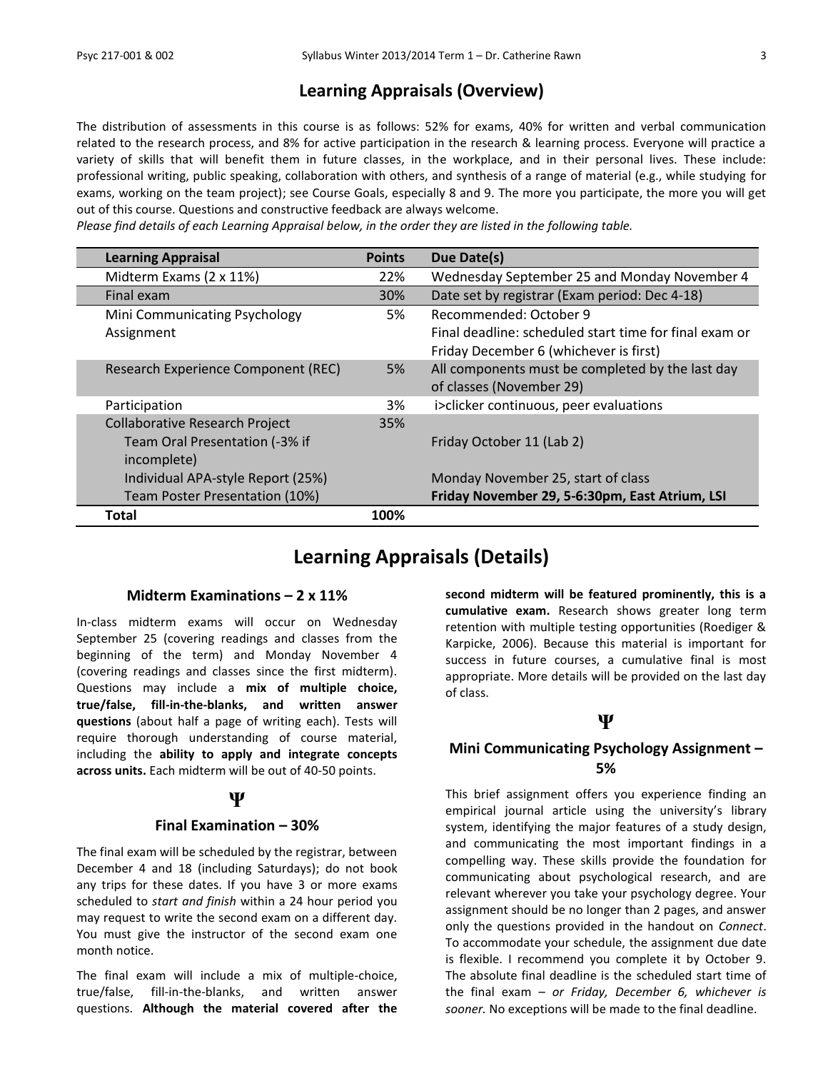## Learning Appraisals (Overview)

The distribution of assessments in this course is as follows: 52% for exams, 40% for written and verbal communication related to the research process, and 8% for active participation in the research & learning process. Everyone will practice a variety of skills that will benefit them in future classes, in the workplace, and in their personal lives. These include: professional writing, public speaking, collaboration with others, and synthesis of a range of material (e.g., while studying for exams, working on the team project); see Course Goals, especially 8 and 9. The more you participate, the more you will get out of this course. Questions and constructive feedback are always welcome.

*Please find details of each Learning Appraisal below, in the order they are listed in the following table.*

| Learning Appraisal | Points | Due Date(s) |
|---|---|---|
| Midterm Exams (2 x 11%) | 22% | Wednesday September 25 and Monday November 4 |
| Final exam | 30% | Date set by registrar (Exam period: Dec 4-18) |
| Mini Communicating Psychology Assignment | 5% | Recommended: October 9<br>Final deadline: scheduled start time for final exam or Friday December 6 (whichever is first) |
| Research Experience Component (REC) | 5% | All components must be completed by the last day of classes (November 29) |
| Participation | 3% | i>clicker continuous, peer evaluations |
| Collaborative Research Project | 35% | |
| Team Oral Presentation (-3% if incomplete) | | Friday October 11 (Lab 2) |
| Individual APA-style Report (25%) | | Monday November 25, start of class |
| Team Poster Presentation (10%) | | **Friday November 29, 5-6:30pm, East Atrium, LSI** |
| **Total** | **100%** | |

## Learning Appraisals (Details)

### Midterm Examinations – 2 x 11%

In-class midterm exams will occur on Wednesday September 25 (covering readings and classes from the beginning of the term) and Monday November 4 (covering readings and classes since the first midterm). Questions may include a **mix of multiple choice, true/false, fill-in-the-blanks, and written answer questions** (about half a page of writing each). Tests will require thorough understanding of course material, including the **ability to apply and integrate concepts across units.** Each midterm will be out of 40-50 points.

**Ψ**

### Final Examination – 30%

The final exam will be scheduled by the registrar, between December 4 and 18 (including Saturdays); do not book any trips for these dates. If you have 3 or more exams scheduled to *start and finish* within a 24 hour period you may request to write the second exam on a different day. You must give the instructor of the second exam one month notice.

The final exam will include a mix of multiple-choice, true/false, fill-in-the-blanks, and written answer questions. **Although the material covered after the second midterm will be featured prominently, this is a cumulative exam.** Research shows greater long term retention with multiple testing opportunities (Roediger & Karpicke, 2006). Because this material is important for success in future courses, a cumulative final is most appropriate. More details will be provided on the last day of class.

**Ψ**

### Mini Communicating Psychology Assignment – 5%

This brief assignment offers you experience finding an empirical journal article using the university's library system, identifying the major features of a study design, and communicating the most important findings in a compelling way. These skills provide the foundation for communicating about psychological research, and are relevant wherever you take your psychology degree. Your assignment should be no longer than 2 pages, and answer only the questions provided in the handout on *Connect*. To accommodate your schedule, the assignment due date is flexible. I recommend you complete it by October 9. The absolute final deadline is the scheduled start time of the final exam – *or Friday, December 6, whichever is sooner.* No exceptions will be made to the final deadline.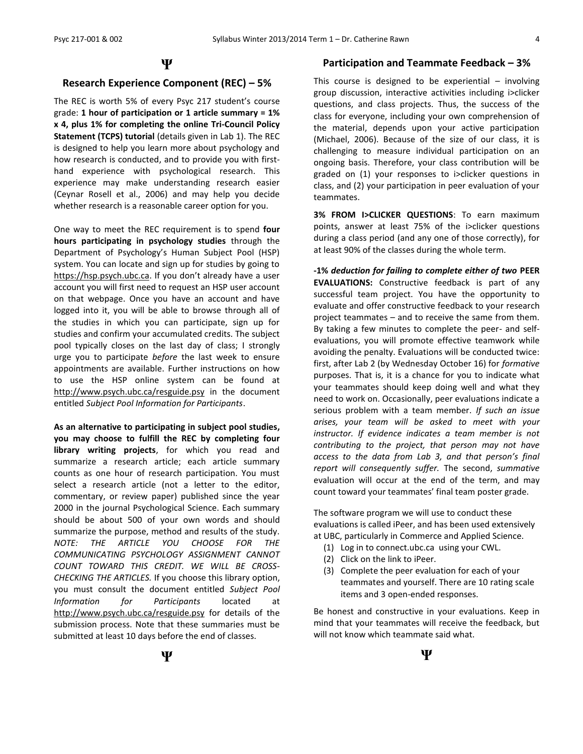Ψ

## Research Experience Component (REC) – 5%

The REC is worth 5% of every Psyc 217 student's course grade: **1 hour of participation or 1 article summary = 1% x 4, plus 1% for completing the online Tri-Council Policy Statement (TCPS) tutorial** (details given in Lab 1). The REC is designed to help you learn more about psychology and how research is conducted, and to provide you with first-hand experience with psychological research. This experience may make understanding research easier (Ceynar Rosell et al., 2006) and may help you decide whether research is a reasonable career option for you.

One way to meet the REC requirement is to spend **four hours participating in psychology studies** through the Department of Psychology's Human Subject Pool (HSP) system. You can locate and sign up for studies by going to https://hsp.psych.ubc.ca. If you don't already have a user account you will first need to request an HSP user account on that webpage. Once you have an account and have logged into it, you will be able to browse through all of the studies in which you can participate, sign up for studies and confirm your accumulated credits. The subject pool typically closes on the last day of class; I strongly urge you to participate *before* the last week to ensure appointments are available. Further instructions on how to use the HSP online system can be found at http://www.psych.ubc.ca/resguide.psy in the document entitled *Subject Pool Information for Participants*.

**As an alternative to participating in subject pool studies, you may choose to fulfill the REC by completing four library writing projects**, for which you read and summarize a research article; each article summary counts as one hour of research participation. You must select a research article (not a letter to the editor, commentary, or review paper) published since the year 2000 in the journal Psychological Science. Each summary should be about 500 of your own words and should summarize the purpose, method and results of the study. *NOTE: THE ARTICLE YOU CHOOSE FOR THE COMMUNICATING PSYCHOLOGY ASSIGNMENT CANNOT COUNT TOWARD THIS CREDIT. WE WILL BE CROSS-CHECKING THE ARTICLES.* If you choose this library option, you must consult the document entitled *Subject Pool Information for Participants* located at http://www.psych.ubc.ca/resguide.psy for details of the submission process. Note that these summaries must be submitted at least 10 days before the end of classes.

Ψ

## Participation and Teammate Feedback – 3%

This course is designed to be experiential – involving group discussion, interactive activities including i>clicker questions, and class projects. Thus, the success of the class for everyone, including your own comprehension of the material, depends upon your active participation (Michael, 2006). Because of the size of our class, it is challenging to measure individual participation on an ongoing basis. Therefore, your class contribution will be graded on (1) your responses to i>clicker questions in class, and (2) your participation in peer evaluation of your teammates.

**3% FROM I>CLICKER QUESTIONS**: To earn maximum points, answer at least 75% of the i>clicker questions during a class period (and any one of those correctly), for at least 90% of the classes during the whole term.

***-1% deduction for failing to complete either of two* PEER EVALUATIONS:** Constructive feedback is part of any successful team project. You have the opportunity to evaluate and offer constructive feedback to your research project teammates – and to receive the same from them. By taking a few minutes to complete the peer- and self-evaluations, you will promote effective teamwork while avoiding the penalty. Evaluations will be conducted twice: first, after Lab 2 (by Wednesday October 16) for *formative* purposes. That is, it is a chance for you to indicate what your teammates should keep doing well and what they need to work on. Occasionally, peer evaluations indicate a serious problem with a team member. *If such an issue arises, your team will be asked to meet with your instructor. If evidence indicates a team member is not contributing to the project, that person may not have access to the data from Lab 3, and that person's final report will consequently suffer.* The second, *summative* evaluation will occur at the end of the term, and may count toward your teammates' final team poster grade.

The software program we will use to conduct these evaluations is called iPeer, and has been used extensively at UBC, particularly in Commerce and Applied Science.

1. Log in to connect.ubc.ca using your CWL.
2. Click on the link to iPeer.
3. Complete the peer evaluation for each of your teammates and yourself. There are 10 rating scale items and 3 open-ended responses.

Be honest and constructive in your evaluations. Keep in mind that your teammates will receive the feedback, but will not know which teammate said what.

Ψ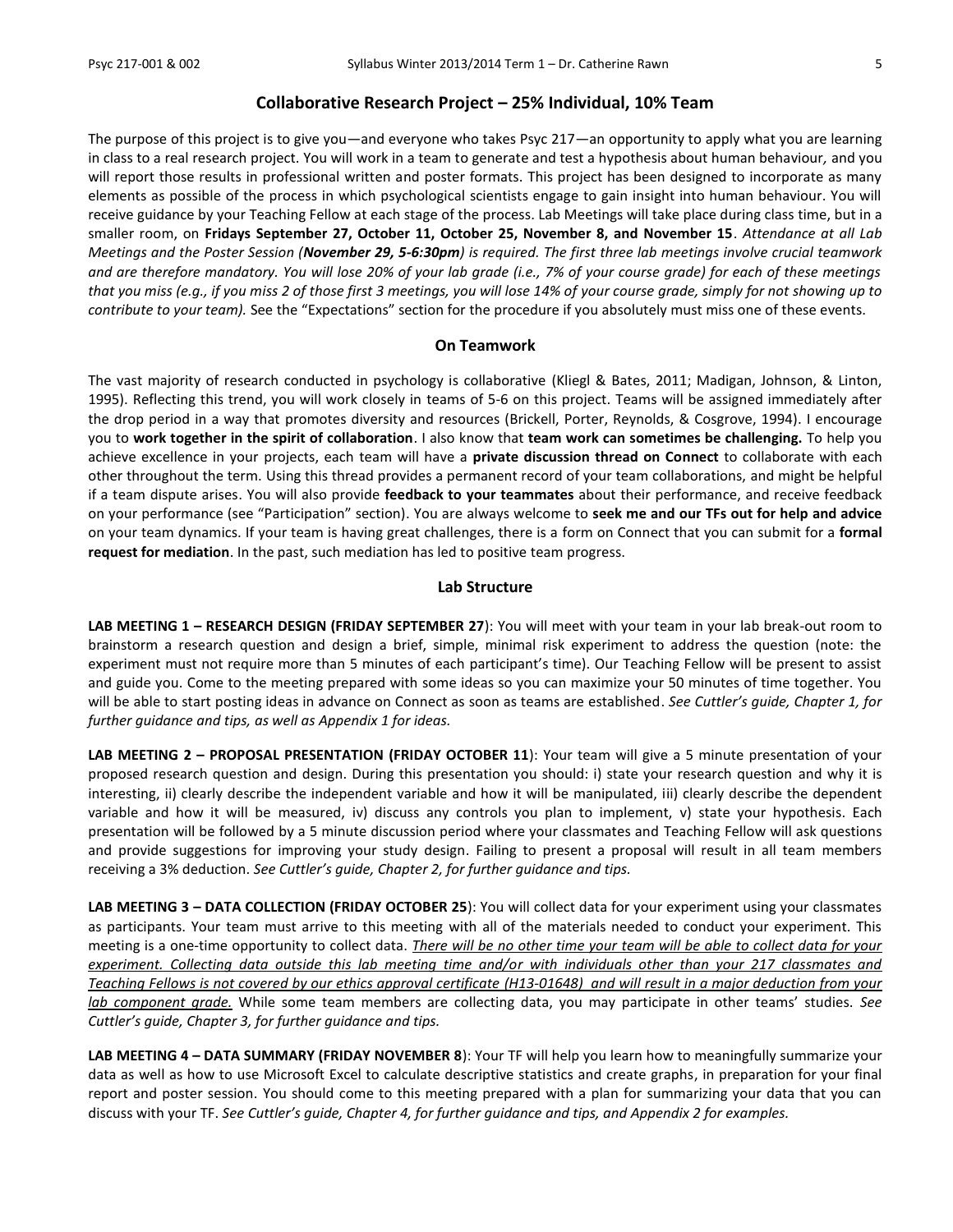## Collaborative Research Project – 25% Individual, 10% Team

The purpose of this project is to give you—and everyone who takes Psyc 217—an opportunity to apply what you are learning in class to a real research project. You will work in a team to generate and test a hypothesis about human behaviour*,* and you will report those results in professional written and poster formats. This project has been designed to incorporate as many elements as possible of the process in which psychological scientists engage to gain insight into human behaviour. You will receive guidance by your Teaching Fellow at each stage of the process. Lab Meetings will take place during class time, but in a smaller room, on **Fridays September 27, October 11, October 25, November 8, and November 15**. *Attendance at all Lab Meetings and the Poster Session (**November 29, 5-6:30pm**) is required. The first three lab meetings involve crucial teamwork and are therefore mandatory. You will lose 20% of your lab grade (i.e., 7% of your course grade) for each of these meetings that you miss (e.g., if you miss 2 of those first 3 meetings, you will lose 14% of your course grade, simply for not showing up to contribute to your team).* See the "Expectations" section for the procedure if you absolutely must miss one of these events.

### On Teamwork

The vast majority of research conducted in psychology is collaborative (Kliegl & Bates, 2011; Madigan, Johnson, & Linton, 1995). Reflecting this trend, you will work closely in teams of 5-6 on this project. Teams will be assigned immediately after the drop period in a way that promotes diversity and resources (Brickell, Porter, Reynolds, & Cosgrove, 1994). I encourage you to **work together in the spirit of collaboration**. I also know that **team work can sometimes be challenging.** To help you achieve excellence in your projects, each team will have a **private discussion thread on Connect** to collaborate with each other throughout the term. Using this thread provides a permanent record of your team collaborations, and might be helpful if a team dispute arises. You will also provide **feedback to your teammates** about their performance, and receive feedback on your performance (see "Participation" section). You are always welcome to **seek me and our TFs out for help and advice** on your team dynamics. If your team is having great challenges, there is a form on Connect that you can submit for a **formal request for mediation**. In the past, such mediation has led to positive team progress.

### Lab Structure

**LAB MEETING 1 – RESEARCH DESIGN (FRIDAY SEPTEMBER 27)**: You will meet with your team in your lab break-out room to brainstorm a research question and design a brief, simple, minimal risk experiment to address the question (note: the experiment must not require more than 5 minutes of each participant's time). Our Teaching Fellow will be present to assist and guide you. Come to the meeting prepared with some ideas so you can maximize your 50 minutes of time together. You will be able to start posting ideas in advance on Connect as soon as teams are established. *See Cuttler's guide, Chapter 1, for further guidance and tips, as well as Appendix 1 for ideas.*

**LAB MEETING 2 – PROPOSAL PRESENTATION (FRIDAY OCTOBER 11)**: Your team will give a 5 minute presentation of your proposed research question and design. During this presentation you should: i) state your research question and why it is interesting, ii) clearly describe the independent variable and how it will be manipulated, iii) clearly describe the dependent variable and how it will be measured, iv) discuss any controls you plan to implement, v) state your hypothesis. Each presentation will be followed by a 5 minute discussion period where your classmates and Teaching Fellow will ask questions and provide suggestions for improving your study design. Failing to present a proposal will result in all team members receiving a 3% deduction. *See Cuttler's guide, Chapter 2, for further guidance and tips.*

**LAB MEETING 3 – DATA COLLECTION (FRIDAY OCTOBER 25)**: You will collect data for your experiment using your classmates as participants. Your team must arrive to this meeting with all of the materials needed to conduct your experiment. This meeting is a one-time opportunity to collect data. *<u>There will be no other time your team will be able to collect data for your experiment. Collecting data outside this lab meeting time and/or with individuals other than your 217 classmates and Teaching Fellows is not covered by our ethics approval certificate (H13-01648) and will result in a major deduction from your lab component grade.</u>* While some team members are collecting data, you may participate in other teams' studies. *See Cuttler's guide, Chapter 3, for further guidance and tips.*

**LAB MEETING 4 – DATA SUMMARY (FRIDAY NOVEMBER 8)**: Your TF will help you learn how to meaningfully summarize your data as well as how to use Microsoft Excel to calculate descriptive statistics and create graphs, in preparation for your final report and poster session. You should come to this meeting prepared with a plan for summarizing your data that you can discuss with your TF. *See Cuttler's guide, Chapter 4, for further guidance and tips, and Appendix 2 for examples.*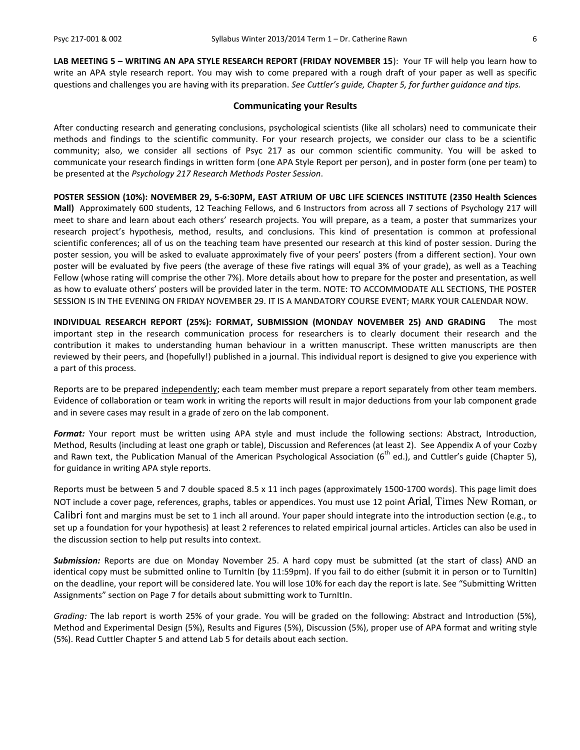**LAB MEETING 5 – WRITING AN APA STYLE RESEARCH REPORT (FRIDAY NOVEMBER 15**): Your TF will help you learn how to write an APA style research report. You may wish to come prepared with a rough draft of your paper as well as specific questions and challenges you are having with its preparation. *See Cuttler's guide, Chapter 5, for further guidance and tips.*

## Communicating your Results

After conducting research and generating conclusions, psychological scientists (like all scholars) need to communicate their methods and findings to the scientific community. For your research projects, we consider our class to be a scientific community; also, we consider all sections of Psyc 217 as our common scientific community. You will be asked to communicate your research findings in written form (one APA Style Report per person), and in poster form (one per team) to be presented at the *Psychology 217 Research Methods Poster Session*.

**POSTER SESSION (10%): NOVEMBER 29, 5-6:30PM, EAST ATRIUM OF UBC LIFE SCIENCES INSTITUTE (2350 Health Sciences Mall)** Approximately 600 students, 12 Teaching Fellows, and 6 Instructors from across all 7 sections of Psychology 217 will meet to share and learn about each others' research projects. You will prepare, as a team, a poster that summarizes your research project's hypothesis, method, results, and conclusions. This kind of presentation is common at professional scientific conferences; all of us on the teaching team have presented our research at this kind of poster session. During the poster session, you will be asked to evaluate approximately five of your peers' posters (from a different section). Your own poster will be evaluated by five peers (the average of these five ratings will equal 3% of your grade), as well as a Teaching Fellow (whose rating will comprise the other 7%). More details about how to prepare for the poster and presentation, as well as how to evaluate others' posters will be provided later in the term. NOTE: TO ACCOMMODATE ALL SECTIONS, THE POSTER SESSION IS IN THE EVENING ON FRIDAY NOVEMBER 29. IT IS A MANDATORY COURSE EVENT; MARK YOUR CALENDAR NOW.

**INDIVIDUAL RESEARCH REPORT (25%): FORMAT, SUBMISSION (MONDAY NOVEMBER 25) AND GRADING** The most important step in the research communication process for researchers is to clearly document their research and the contribution it makes to understanding human behaviour in a written manuscript. These written manuscripts are then reviewed by their peers, and (hopefully!) published in a journal. This individual report is designed to give you experience with a part of this process.

Reports are to be prepared <u>independently</u>; each team member must prepare a report separately from other team members. Evidence of collaboration or team work in writing the reports will result in major deductions from your lab component grade and in severe cases may result in a grade of zero on the lab component.

***Format:*** Your report must be written using APA style and must include the following sections: Abstract, Introduction, Method, Results (including at least one graph or table), Discussion and References (at least 2). See Appendix A of your Cozby and Rawn text, the Publication Manual of the American Psychological Association (6th ed.), and Cuttler's guide (Chapter 5), for guidance in writing APA style reports.

Reports must be between 5 and 7 double spaced 8.5 x 11 inch pages (approximately 1500-1700 words). This page limit does NOT include a cover page, references, graphs, tables or appendices. You must use 12 point Arial, Times New Roman, or Calibri font and margins must be set to 1 inch all around. Your paper should integrate into the introduction section (e.g., to set up a foundation for your hypothesis) at least 2 references to related empirical journal articles. Articles can also be used in the discussion section to help put results into context.

***Submission:*** Reports are due on Monday November 25. A hard copy must be submitted (at the start of class) AND an identical copy must be submitted online to TurnItIn (by 11:59pm). If you fail to do either (submit it in person or to TurnItIn) on the deadline, your report will be considered late. You will lose 10% for each day the report is late. See "Submitting Written Assignments" section on Page 7 for details about submitting work to TurnItIn.

*Grading:* The lab report is worth 25% of your grade. You will be graded on the following: Abstract and Introduction (5%), Method and Experimental Design (5%), Results and Figures (5%), Discussion (5%), proper use of APA format and writing style (5%). Read Cuttler Chapter 5 and attend Lab 5 for details about each section.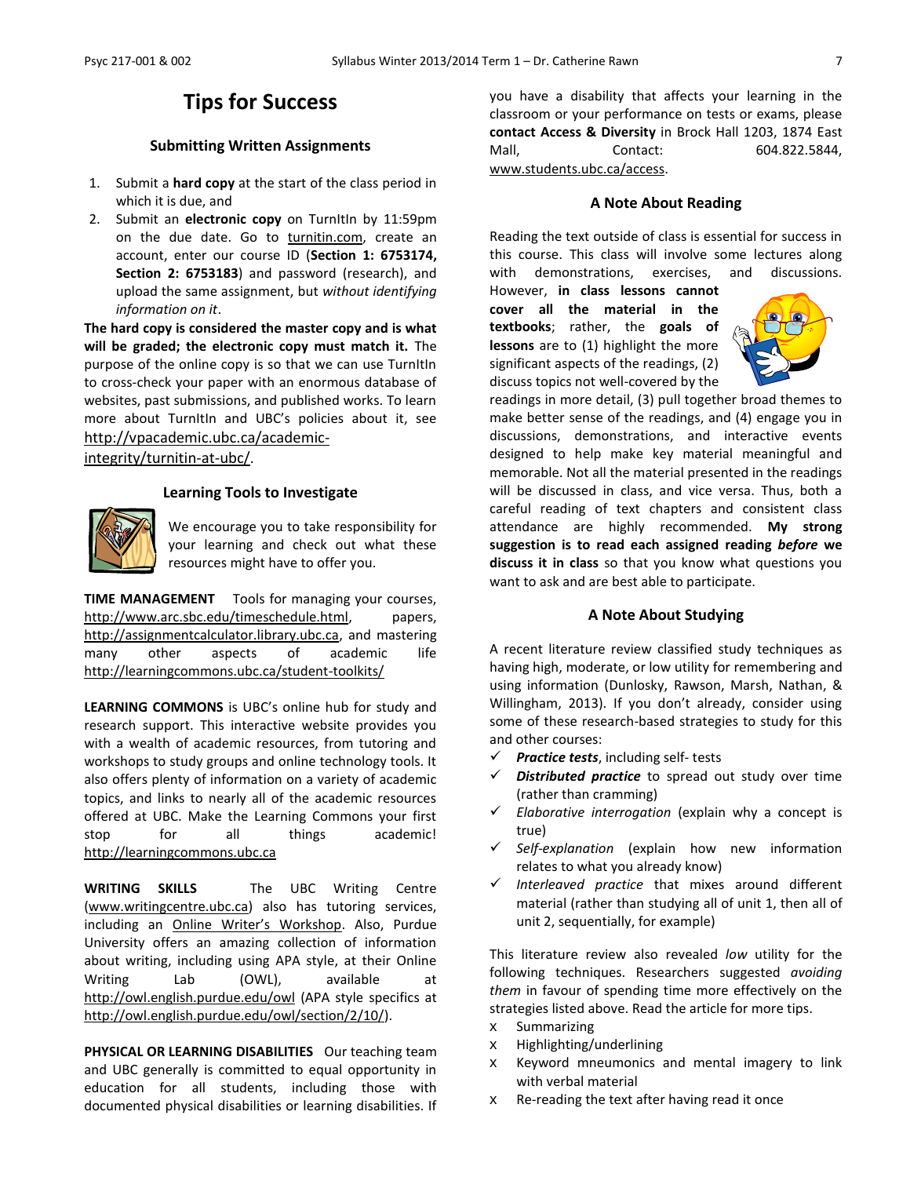# Tips for Success

### Submitting Written Assignments

1. Submit a **hard copy** at the start of the class period in which it is due, and
2. Submit an **electronic copy** on TurnItIn by 11:59pm on the due date. Go to turnitin.com, create an account, enter our course ID (**Section 1: 6753174, Section 2: 6753183**) and password (research), and upload the same assignment, but *without identifying information on it*.

**The hard copy is considered the master copy and is what will be graded; the electronic copy must match it.** The purpose of the online copy is so that we can use TurnItIn to cross-check your paper with an enormous database of websites, past submissions, and published works. To learn more about TurnItIn and UBC's policies about it, see http://vpacademic.ubc.ca/academic-integrity/turnitin-at-ubc/.

### Learning Tools to Investigate

We encourage you to take responsibility for your learning and check out what these resources might have to offer you.

**TIME MANAGEMENT** Tools for managing your courses, http://www.arc.sbc.edu/timeschedule.html, papers, http://assignmentcalculator.library.ubc.ca, and mastering many other aspects of academic life http://learningcommons.ubc.ca/student-toolkits/

**LEARNING COMMONS** is UBC's online hub for study and research support. This interactive website provides you with a wealth of academic resources, from tutoring and workshops to study groups and online technology tools. It also offers plenty of information on a variety of academic topics, and links to nearly all of the academic resources offered at UBC. Make the Learning Commons your first stop for all things academic! http://learningcommons.ubc.ca

**WRITING SKILLS** The UBC Writing Centre (www.writingcentre.ubc.ca) also has tutoring services, including an Online Writer's Workshop. Also, Purdue University offers an amazing collection of information about writing, including using APA style, at their Online Writing Lab (OWL), available at http://owl.english.purdue.edu/owl (APA style specifics at http://owl.english.purdue.edu/owl/section/2/10/).

**PHYSICAL OR LEARNING DISABILITIES** Our teaching team and UBC generally is committed to equal opportunity in education for all students, including those with documented physical disabilities or learning disabilities. If you have a disability that affects your learning in the classroom or your performance on tests or exams, please **contact Access & Diversity** in Brock Hall 1203, 1874 East Mall, Contact: 604.822.5844, www.students.ubc.ca/access.

### A Note About Reading

Reading the text outside of class is essential for success in this course. This class will involve some lectures along with demonstrations, exercises, and discussions. However, **in class lessons cannot cover all the material in the textbooks**; rather, the **goals of lessons** are to (1) highlight the more significant aspects of the readings, (2) discuss topics not well-covered by the readings in more detail, (3) pull together broad themes to make better sense of the readings, and (4) engage you in discussions, demonstrations, and interactive events designed to help make key material meaningful and memorable. Not all the material presented in the readings will be discussed in class, and vice versa. Thus, both a careful reading of text chapters and consistent class attendance are highly recommended. **My strong suggestion is to read each assigned reading *before* we discuss it in class** so that you know what questions you want to ask and are best able to participate.

### A Note About Studying

A recent literature review classified study techniques as having high, moderate, or low utility for remembering and using information (Dunlosky, Rawson, Marsh, Nathan, & Willingham, 2013). If you don't already, consider using some of these research-based strategies to study for this and other courses:

- ✓ ***Practice tests***, including self- tests
- ✓ ***Distributed practice*** to spread out study over time (rather than cramming)
- ✓ *Elaborative interrogation* (explain why a concept is true)
- ✓ *Self-explanation* (explain how new information relates to what you already know)
- ✓ *Interleaved practice* that mixes around different material (rather than studying all of unit 1, then all of unit 2, sequentially, for example)

This literature review also revealed *low* utility for the following techniques. Researchers suggested *avoiding them* in favour of spending time more effectively on the strategies listed above. Read the article for more tips.

- x Summarizing
- x Highlighting/underlining
- x Keyword mneumonics and mental imagery to link with verbal material
- x Re-reading the text after having read it once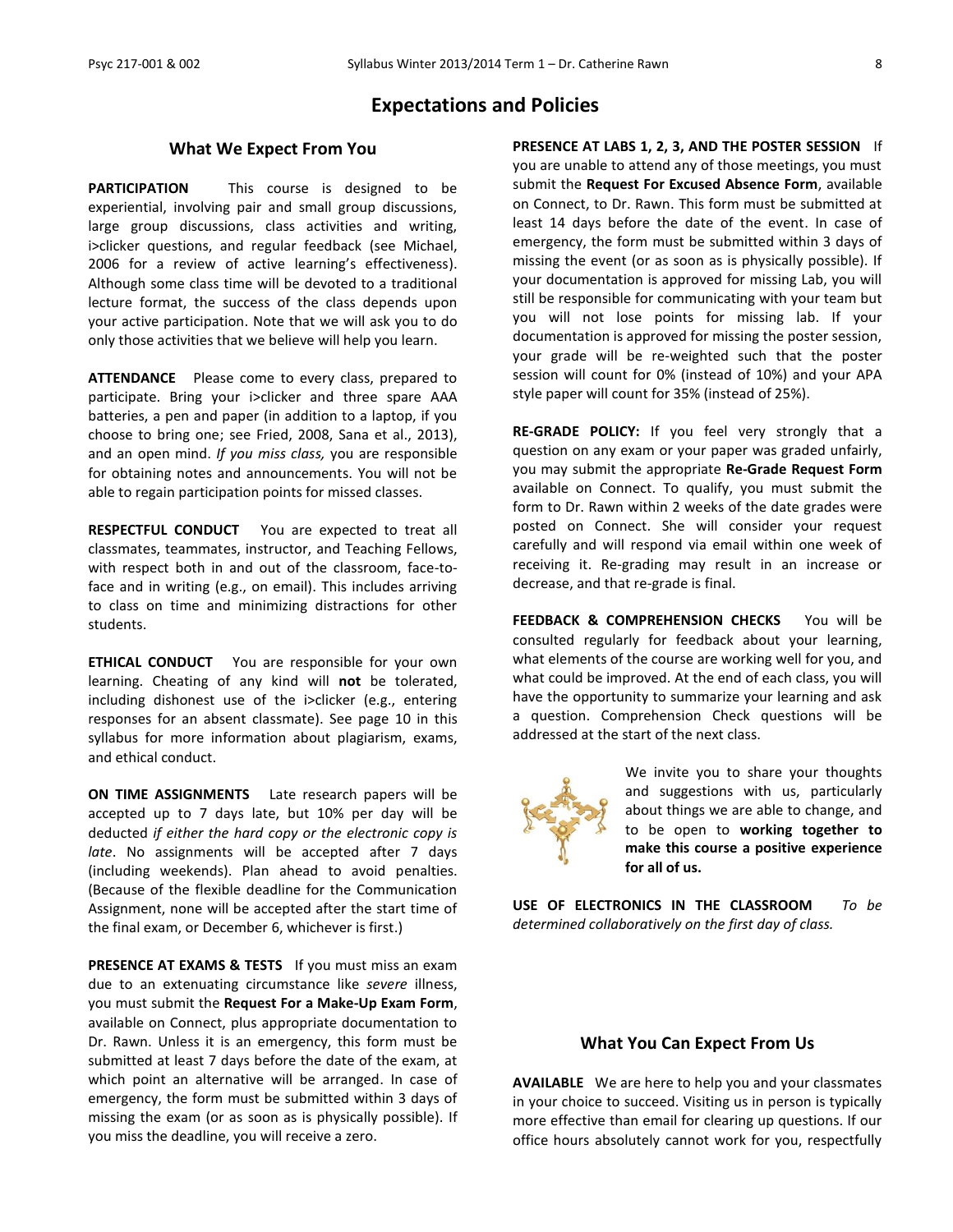# Expectations and Policies

## What We Expect From You

**PARTICIPATION** This course is designed to be experiential, involving pair and small group discussions, large group discussions, class activities and writing, i>clicker questions, and regular feedback (see Michael, 2006 for a review of active learning's effectiveness). Although some class time will be devoted to a traditional lecture format, the success of the class depends upon your active participation. Note that we will ask you to do only those activities that we believe will help you learn.

**ATTENDANCE** Please come to every class, prepared to participate. Bring your i>clicker and three spare AAA batteries, a pen and paper (in addition to a laptop, if you choose to bring one; see Fried, 2008, Sana et al., 2013), and an open mind. *If you miss class,* you are responsible for obtaining notes and announcements. You will not be able to regain participation points for missed classes.

**RESPECTFUL CONDUCT** You are expected to treat all classmates, teammates, instructor, and Teaching Fellows, with respect both in and out of the classroom, face-to-face and in writing (e.g., on email). This includes arriving to class on time and minimizing distractions for other students.

**ETHICAL CONDUCT** You are responsible for your own learning. Cheating of any kind will **not** be tolerated, including dishonest use of the i>clicker (e.g., entering responses for an absent classmate). See page 10 in this syllabus for more information about plagiarism, exams, and ethical conduct.

**ON TIME ASSIGNMENTS** Late research papers will be accepted up to 7 days late, but 10% per day will be deducted *if either the hard copy or the electronic copy is late*. No assignments will be accepted after 7 days (including weekends). Plan ahead to avoid penalties. (Because of the flexible deadline for the Communication Assignment, none will be accepted after the start time of the final exam, or December 6, whichever is first.)

**PRESENCE AT EXAMS & TESTS** If you must miss an exam due to an extenuating circumstance like *severe* illness, you must submit the **Request For a Make-Up Exam Form**, available on Connect, plus appropriate documentation to Dr. Rawn. Unless it is an emergency, this form must be submitted at least 7 days before the date of the exam, at which point an alternative will be arranged. In case of emergency, the form must be submitted within 3 days of missing the exam (or as soon as is physically possible). If you miss the deadline, you will receive a zero.

**PRESENCE AT LABS 1, 2, 3, AND THE POSTER SESSION** If you are unable to attend any of those meetings, you must submit the **Request For Excused Absence Form**, available on Connect, to Dr. Rawn. This form must be submitted at least 14 days before the date of the event. In case of emergency, the form must be submitted within 3 days of missing the event (or as soon as is physically possible). If your documentation is approved for missing Lab, you will still be responsible for communicating with your team but you will not lose points for missing lab. If your documentation is approved for missing the poster session, your grade will be re-weighted such that the poster session will count for 0% (instead of 10%) and your APA style paper will count for 35% (instead of 25%).

**RE-GRADE POLICY:** If you feel very strongly that a question on any exam or your paper was graded unfairly, you may submit the appropriate **Re-Grade Request Form** available on Connect. To qualify, you must submit the form to Dr. Rawn within 2 weeks of the date grades were posted on Connect. She will consider your request carefully and will respond via email within one week of receiving it. Re-grading may result in an increase or decrease, and that re-grade is final.

**FEEDBACK & COMPREHENSION CHECKS** You will be consulted regularly for feedback about your learning, what elements of the course are working well for you, and what could be improved. At the end of each class, you will have the opportunity to summarize your learning and ask a question. Comprehension Check questions will be addressed at the start of the next class.

We invite you to share your thoughts and suggestions with us, particularly about things we are able to change, and to be open to **working together to make this course a positive experience for all of us.**

**USE OF ELECTRONICS IN THE CLASSROOM** *To be determined collaboratively on the first day of class.*

## What You Can Expect From Us

**AVAILABLE** We are here to help you and your classmates in your choice to succeed. Visiting us in person is typically more effective than email for clearing up questions. If our office hours absolutely cannot work for you, respectfully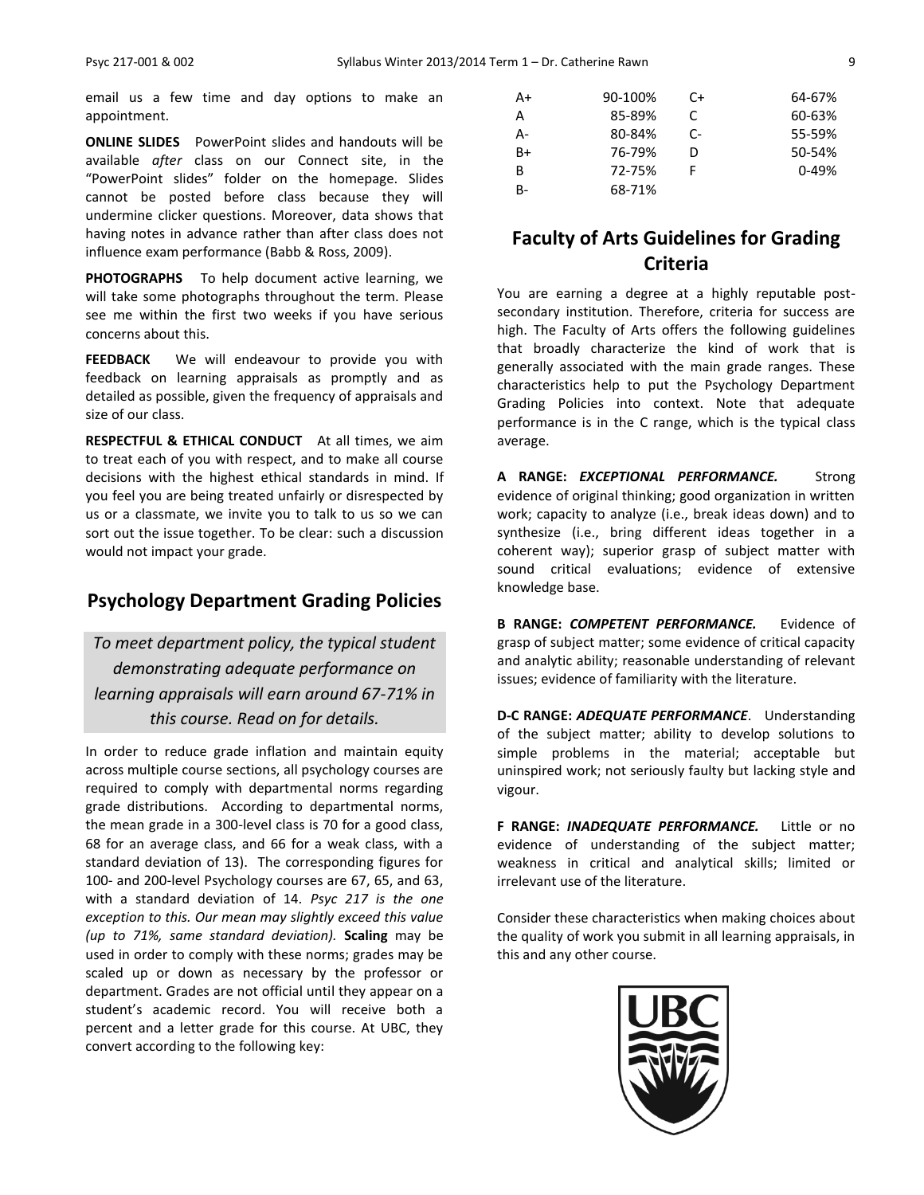email us a few time and day options to make an appointment.

**ONLINE SLIDES** PowerPoint slides and handouts will be available *after* class on our Connect site, in the "PowerPoint slides" folder on the homepage. Slides cannot be posted before class because they will undermine clicker questions. Moreover, data shows that having notes in advance rather than after class does not influence exam performance (Babb & Ross, 2009).

**PHOTOGRAPHS** To help document active learning, we will take some photographs throughout the term. Please see me within the first two weeks if you have serious concerns about this.

**FEEDBACK** We will endeavour to provide you with feedback on learning appraisals as promptly and as detailed as possible, given the frequency of appraisals and size of our class.

**RESPECTFUL & ETHICAL CONDUCT** At all times, we aim to treat each of you with respect, and to make all course decisions with the highest ethical standards in mind. If you feel you are being treated unfairly or disrespected by us or a classmate, we invite you to talk to us so we can sort out the issue together. To be clear: such a discussion would not impact your grade.

## Psychology Department Grading Policies

*To meet department policy, the typical student demonstrating adequate performance on learning appraisals will earn around 67-71% in this course. Read on for details.*

In order to reduce grade inflation and maintain equity across multiple course sections, all psychology courses are required to comply with departmental norms regarding grade distributions. According to departmental norms, the mean grade in a 300-level class is 70 for a good class, 68 for an average class, and 66 for a weak class, with a standard deviation of 13). The corresponding figures for 100- and 200-level Psychology courses are 67, 65, and 63, with a standard deviation of 14. *Psyc 217 is the one exception to this. Our mean may slightly exceed this value (up to 71%, same standard deviation).* **Scaling** may be used in order to comply with these norms; grades may be scaled up or down as necessary by the professor or department. Grades are not official until they appear on a student's academic record. You will receive both a percent and a letter grade for this course. At UBC, they convert according to the following key:

| | | | |
|---|---|---|---|
| A+ | 90-100% | C+ | 64-67% |
| A | 85-89% | C | 60-63% |
| A- | 80-84% | C- | 55-59% |
| B+ | 76-79% | D | 50-54% |
| B | 72-75% | F | 0-49% |
| B- | 68-71% | | |

## Faculty of Arts Guidelines for Grading Criteria

You are earning a degree at a highly reputable post-secondary institution. Therefore, criteria for success are high. The Faculty of Arts offers the following guidelines that broadly characterize the kind of work that is generally associated with the main grade ranges. These characteristics help to put the Psychology Department Grading Policies into context. Note that adequate performance is in the C range, which is the typical class average.

**A RANGE: *EXCEPTIONAL PERFORMANCE.*** Strong evidence of original thinking; good organization in written work; capacity to analyze (i.e., break ideas down) and to synthesize (i.e., bring different ideas together in a coherent way); superior grasp of subject matter with sound critical evaluations; evidence of extensive knowledge base.

**B RANGE: *COMPETENT PERFORMANCE.*** Evidence of grasp of subject matter; some evidence of critical capacity and analytic ability; reasonable understanding of relevant issues; evidence of familiarity with the literature.

**D-C RANGE: *ADEQUATE PERFORMANCE*.** Understanding of the subject matter; ability to develop solutions to simple problems in the material; acceptable but uninspired work; not seriously faulty but lacking style and vigour.

**F RANGE: *INADEQUATE PERFORMANCE.*** Little or no evidence of understanding of the subject matter; weakness in critical and analytical skills; limited or irrelevant use of the literature.

Consider these characteristics when making choices about the quality of work you submit in all learning appraisals, in this and any other course.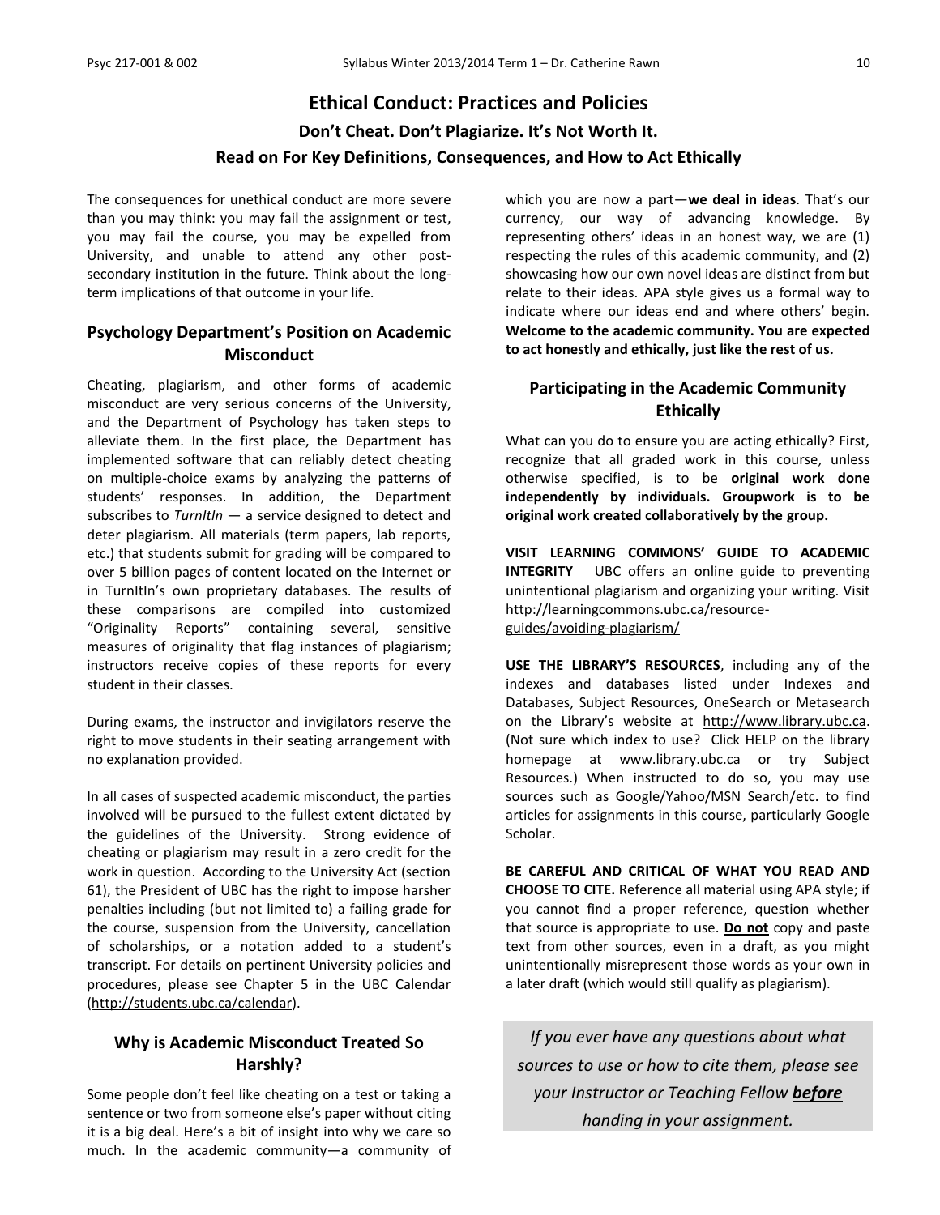# Ethical Conduct: Practices and Policies

## Don't Cheat. Don't Plagiarize. It's Not Worth It.

## Read on For Key Definitions, Consequences, and How to Act Ethically

The consequences for unethical conduct are more severe than you may think: you may fail the assignment or test, you may fail the course, you may be expelled from University, and unable to attend any other post-secondary institution in the future. Think about the long-term implications of that outcome in your life.

### Psychology Department's Position on Academic Misconduct

Cheating, plagiarism, and other forms of academic misconduct are very serious concerns of the University, and the Department of Psychology has taken steps to alleviate them. In the first place, the Department has implemented software that can reliably detect cheating on multiple-choice exams by analyzing the patterns of students' responses. In addition, the Department subscribes to *TurnItIn* — a service designed to detect and deter plagiarism. All materials (term papers, lab reports, etc.) that students submit for grading will be compared to over 5 billion pages of content located on the Internet or in TurnItIn's own proprietary databases. The results of these comparisons are compiled into customized "Originality Reports" containing several, sensitive measures of originality that flag instances of plagiarism; instructors receive copies of these reports for every student in their classes.

During exams, the instructor and invigilators reserve the right to move students in their seating arrangement with no explanation provided.

In all cases of suspected academic misconduct, the parties involved will be pursued to the fullest extent dictated by the guidelines of the University. Strong evidence of cheating or plagiarism may result in a zero credit for the work in question. According to the University Act (section 61), the President of UBC has the right to impose harsher penalties including (but not limited to) a failing grade for the course, suspension from the University, cancellation of scholarships, or a notation added to a student's transcript. For details on pertinent University policies and procedures, please see Chapter 5 in the UBC Calendar (http://students.ubc.ca/calendar).

### Why is Academic Misconduct Treated So Harshly?

Some people don't feel like cheating on a test or taking a sentence or two from someone else's paper without citing it is a big deal. Here's a bit of insight into why we care so much. In the academic community—a community of which you are now a part—**we deal in ideas**. That's our currency, our way of advancing knowledge. By representing others' ideas in an honest way, we are (1) respecting the rules of this academic community, and (2) showcasing how our own novel ideas are distinct from but relate to their ideas. APA style gives us a formal way to indicate where our ideas end and where others' begin. **Welcome to the academic community. You are expected to act honestly and ethically, just like the rest of us.**

### Participating in the Academic Community Ethically

What can you do to ensure you are acting ethically? First, recognize that all graded work in this course, unless otherwise specified, is to be **original work done independently by individuals. Groupwork is to be original work created collaboratively by the group.**

**VISIT LEARNING COMMONS' GUIDE TO ACADEMIC INTEGRITY** UBC offers an online guide to preventing unintentional plagiarism and organizing your writing. Visit http://learningcommons.ubc.ca/resource-guides/avoiding-plagiarism/

**USE THE LIBRARY'S RESOURCES**, including any of the indexes and databases listed under Indexes and Databases, Subject Resources, OneSearch or Metasearch on the Library's website at http://www.library.ubc.ca. (Not sure which index to use? Click HELP on the library homepage at www.library.ubc.ca or try Subject Resources.) When instructed to do so, you may use sources such as Google/Yahoo/MSN Search/etc. to find articles for assignments in this course, particularly Google Scholar.

**BE CAREFUL AND CRITICAL OF WHAT YOU READ AND CHOOSE TO CITE.** Reference all material using APA style; if you cannot find a proper reference, question whether that source is appropriate to use. **Do not** copy and paste text from other sources, even in a draft, as you might unintentionally misrepresent those words as your own in a later draft (which would still qualify as plagiarism).

*If you ever have any questions about what sources to use or how to cite them, please see your Instructor or Teaching Fellow **before** handing in your assignment.*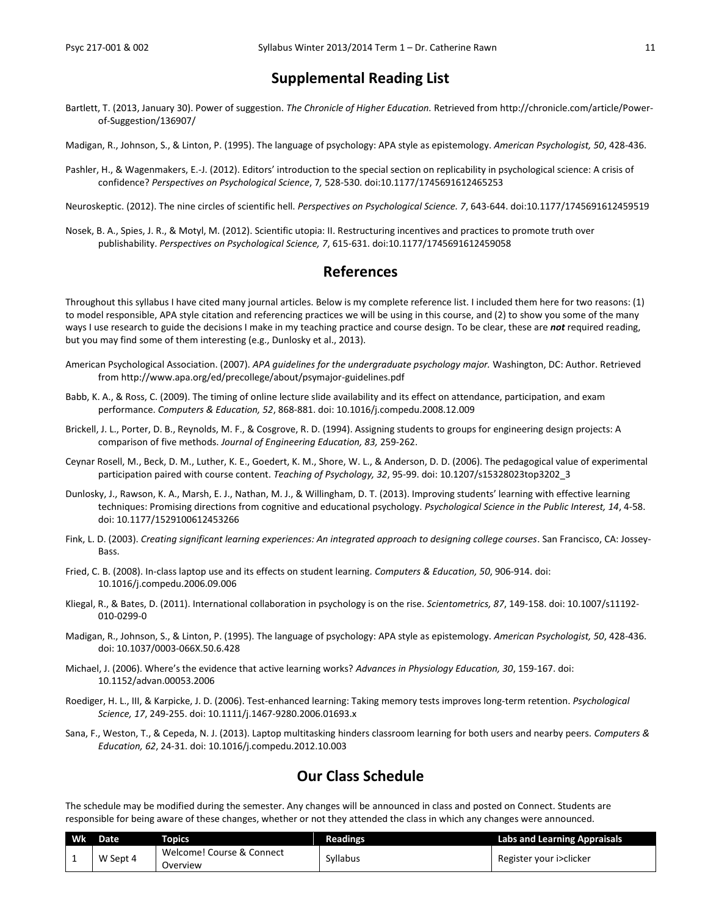## Supplemental Reading List

Bartlett, T. (2013, January 30). Power of suggestion. *The Chronicle of Higher Education.* Retrieved from http://chronicle.com/article/Power-of-Suggestion/136907/

Madigan, R., Johnson, S., & Linton, P. (1995). The language of psychology: APA style as epistemology. *American Psychologist, 50*, 428-436.

Pashler, H., & Wagenmakers, E.-J. (2012). Editors' introduction to the special section on replicability in psychological science: A crisis of confidence? *Perspectives on Psychological Science*, *7,* 528-530. doi:10.1177/1745691612465253

Neuroskeptic. (2012). The nine circles of scientific hell. *Perspectives on Psychological Science. 7*, 643-644. doi:10.1177/1745691612459519

Nosek, B. A., Spies, J. R., & Motyl, M. (2012). Scientific utopia: II. Restructuring incentives and practices to promote truth over publishability. *Perspectives on Psychological Science, 7*, 615-631. doi:10.1177/1745691612459058

## References

Throughout this syllabus I have cited many journal articles. Below is my complete reference list. I included them here for two reasons: (1) to model responsible, APA style citation and referencing practices we will be using in this course, and (2) to show you some of the many ways I use research to guide the decisions I make in my teaching practice and course design. To be clear, these are ***not*** required reading, but you may find some of them interesting (e.g., Dunlosky et al., 2013).

American Psychological Association. (2007). *APA guidelines for the undergraduate psychology major.* Washington, DC: Author. Retrieved from http://www.apa.org/ed/precollege/about/psymajor-guidelines.pdf

Babb, K. A., & Ross, C. (2009). The timing of online lecture slide availability and its effect on attendance, participation, and exam performance. *Computers & Education, 52*, 868-881. doi: 10.1016/j.compedu.2008.12.009

Brickell, J. L., Porter, D. B., Reynolds, M. F., & Cosgrove, R. D. (1994). Assigning students to groups for engineering design projects: A comparison of five methods. *Journal of Engineering Education, 83,* 259-262.

Ceynar Rosell, M., Beck, D. M., Luther, K. E., Goedert, K. M., Shore, W. L., & Anderson, D. D. (2006). The pedagogical value of experimental participation paired with course content. *Teaching of Psychology, 32*, 95-99. doi: 10.1207/s15328023top3202_3

Dunlosky, J., Rawson, K. A., Marsh, E. J., Nathan, M. J., & Willingham, D. T. (2013). Improving students' learning with effective learning techniques: Promising directions from cognitive and educational psychology. *Psychological Science in the Public Interest, 14*, 4-58. doi: 10.1177/1529100612453266

Fink, L. D. (2003). *Creating significant learning experiences: An integrated approach to designing college courses*. San Francisco, CA: Jossey-Bass.

Fried, C. B. (2008). In-class laptop use and its effects on student learning. *Computers & Education, 50*, 906-914. doi: 10.1016/j.compedu.2006.09.006

Kliegal, R., & Bates, D. (2011). International collaboration in psychology is on the rise. *Scientometrics, 87*, 149-158. doi: 10.1007/s11192-010-0299-0

Madigan, R., Johnson, S., & Linton, P. (1995). The language of psychology: APA style as epistemology. *American Psychologist, 50*, 428-436. doi: 10.1037/0003-066X.50.6.428

Michael, J. (2006). Where's the evidence that active learning works? *Advances in Physiology Education, 30*, 159-167. doi: 10.1152/advan.00053.2006

Roediger, H. L., III, & Karpicke, J. D. (2006). Test-enhanced learning: Taking memory tests improves long-term retention. *Psychological Science, 17*, 249-255. doi: 10.1111/j.1467-9280.2006.01693.x

Sana, F., Weston, T., & Cepeda, N. J. (2013). Laptop multitasking hinders classroom learning for both users and nearby peers. *Computers & Education, 62*, 24-31. doi: 10.1016/j.compedu.2012.10.003

## Our Class Schedule

The schedule may be modified during the semester. Any changes will be announced in class and posted on Connect. Students are responsible for being aware of these changes, whether or not they attended the class in which any changes were announced.

| Wk | Date | Topics | Readings | Labs and Learning Appraisals |
|---|---|---|---|---|
| 1 | W Sept 4 | Welcome! Course & Connect Overview | Syllabus | Register your i>clicker |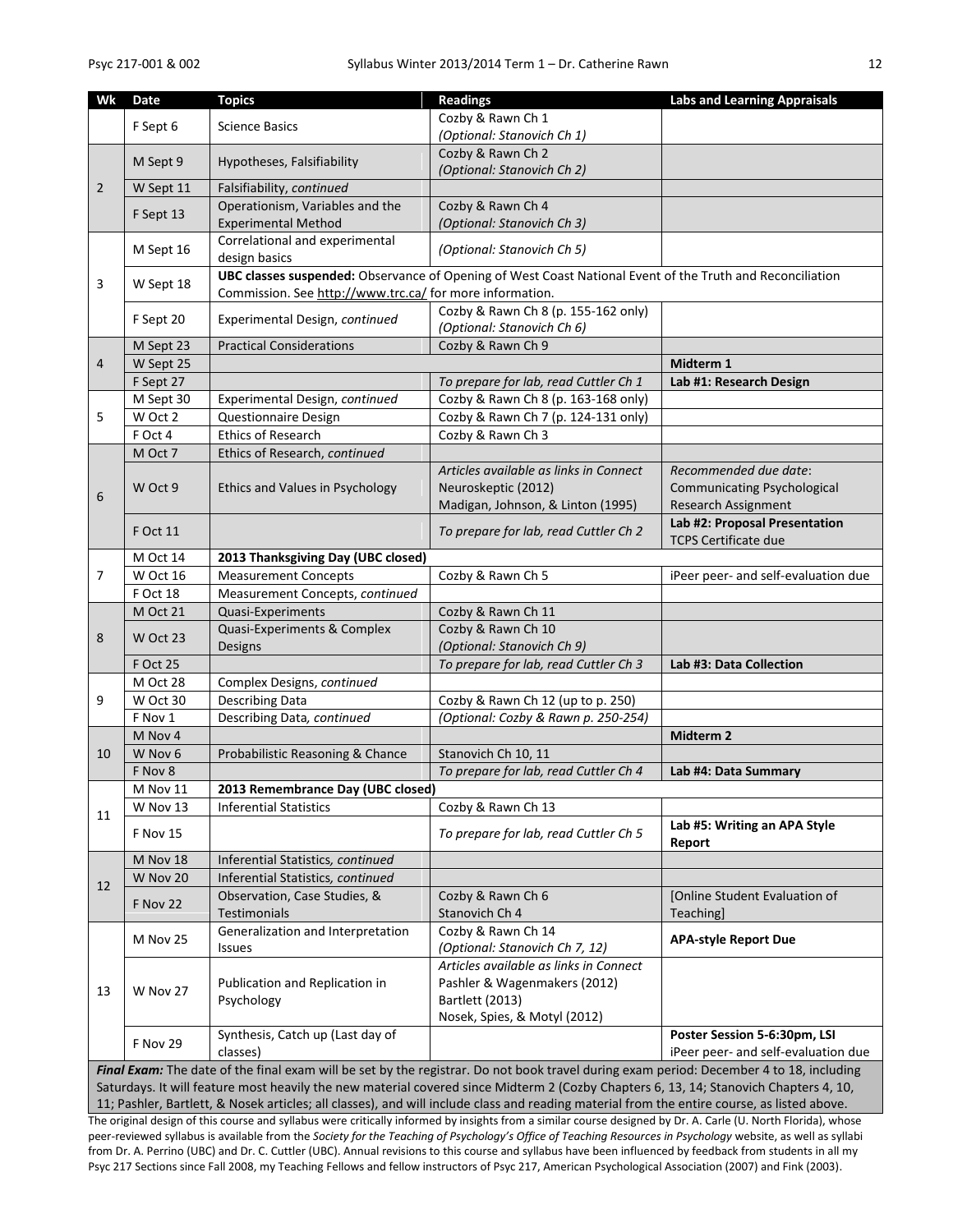| Wk | Date | Topics | Readings | Labs and Learning Appraisals |
|---|---|---|---|---|
| | F Sept 6 | Science Basics | Cozby & Rawn Ch 1<br>*(Optional: Stanovich Ch 1)* | |
| 2 | M Sept 9 | Hypotheses, Falsifiability | Cozby & Rawn Ch 2<br>*(Optional: Stanovich Ch 2)* | |
| | W Sept 11 | Falsifiability, *continued* | | |
| | F Sept 13 | Operationism, Variables and the Experimental Method | Cozby & Rawn Ch 4<br>*(Optional: Stanovich Ch 3)* | |
| 3 | M Sept 16 | Correlational and experimental design basics | *(Optional: Stanovich Ch 5)* | |
| | W Sept 18 | **UBC classes suspended:** Observance of Opening of West Coast National Event of the Truth and Reconciliation Commission. See http://www.trc.ca/ for more information. | | |
| | F Sept 20 | Experimental Design, *continued* | Cozby & Rawn Ch 8 (p. 155-162 only)<br>*(Optional: Stanovich Ch 6)* | |
| 4 | M Sept 23 | Practical Considerations | Cozby & Rawn Ch 9 | |
| | W Sept 25 | | | **Midterm 1** |
| | F Sept 27 | | *To prepare for lab, read Cuttler Ch 1* | **Lab #1: Research Design** |
| 5 | M Sept 30 | Experimental Design, *continued* | Cozby & Rawn Ch 8 (p. 163-168 only) | |
| | W Oct 2 | Questionnaire Design | Cozby & Rawn Ch 7 (p. 124-131 only) | |
| | F Oct 4 | Ethics of Research | Cozby & Rawn Ch 3 | |
| 6 | M Oct 7 | Ethics of Research, *continued* | | |
| | W Oct 9 | Ethics and Values in Psychology | *Articles available as links in Connect*<br>Neuroskeptic (2012)<br>Madigan, Johnson, & Linton (1995) | *Recommended due date*:<br>Communicating Psychological Research Assignment |
| | F Oct 11 | | *To prepare for lab, read Cuttler Ch 2* | **Lab #2: Proposal Presentation**<br>TCPS Certificate due |
| 7 | M Oct 14 | **2013 Thanksgiving Day (UBC closed)** | | |
| | W Oct 16 | Measurement Concepts | Cozby & Rawn Ch 5 | iPeer peer- and self-evaluation due |
| | F Oct 18 | Measurement Concepts, *continued* | | |
| 8 | M Oct 21 | Quasi-Experiments | Cozby & Rawn Ch 11 | |
| | W Oct 23 | Quasi-Experiments & Complex Designs | Cozby & Rawn Ch 10<br>*(Optional: Stanovich Ch 9)* | |
| | F Oct 25 | | *To prepare for lab, read Cuttler Ch 3* | **Lab #3: Data Collection** |
| 9 | M Oct 28 | Complex Designs, *continued* | | |
| | W Oct 30 | Describing Data | Cozby & Rawn Ch 12 (up to p. 250) | |
| | F Nov 1 | Describing Data, *continued* | *(Optional: Cozby & Rawn p. 250-254)* | |
| 10 | M Nov 4 | | | **Midterm 2** |
| | W Nov 6 | Probabilistic Reasoning & Chance | Stanovich Ch 10, 11 | |
| | F Nov 8 | | *To prepare for lab, read Cuttler Ch 4* | **Lab #4: Data Summary** |
| 11 | M Nov 11 | **2013 Remembrance Day (UBC closed)** | | |
| | W Nov 13 | Inferential Statistics | Cozby & Rawn Ch 13 | |
| | F Nov 15 | | *To prepare for lab, read Cuttler Ch 5* | **Lab #5: Writing an APA Style Report** |
| 12 | M Nov 18 | Inferential Statistics*, continued* | | |
| | W Nov 20 | Inferential Statistics*, continued* | | |
| | F Nov 22 | Observation, Case Studies, & Testimonials | Cozby & Rawn Ch 6<br>Stanovich Ch 4 | [Online Student Evaluation of Teaching] |
| 13 | M Nov 25 | Generalization and Interpretation Issues | Cozby & Rawn Ch 14<br>*(Optional: Stanovich Ch 7, 12)* | **APA-style Report Due** |
| | W Nov 27 | Publication and Replication in Psychology | *Articles available as links in Connect*<br>Pashler & Wagenmakers (2012)<br>Bartlett (2013)<br>Nosek, Spies, & Motyl (2012) | |
| | F Nov 29 | Synthesis, Catch up (Last day of classes) | | **Poster Session 5-6:30pm, LSI**<br>iPeer peer- and self-evaluation due |

***Final Exam:*** The date of the final exam will be set by the registrar. Do not book travel during exam period: December 4 to 18, including Saturdays. It will feature most heavily the new material covered since Midterm 2 (Cozby Chapters 6, 13, 14; Stanovich Chapters 4, 10, 11; Pashler, Bartlett, & Nosek articles; all classes), and will include class and reading material from the entire course, as listed above.

The original design of this course and syllabus were critically informed by insights from a similar course designed by Dr. A. Carle (U. North Florida), whose peer-reviewed syllabus is available from the *Society for the Teaching of Psychology's Office of Teaching Resources in Psychology* website, as well as syllabi from Dr. A. Perrino (UBC) and Dr. C. Cuttler (UBC). Annual revisions to this course and syllabus have been influenced by feedback from students in all my Psyc 217 Sections since Fall 2008, my Teaching Fellows and fellow instructors of Psyc 217, American Psychological Association (2007) and Fink (2003).